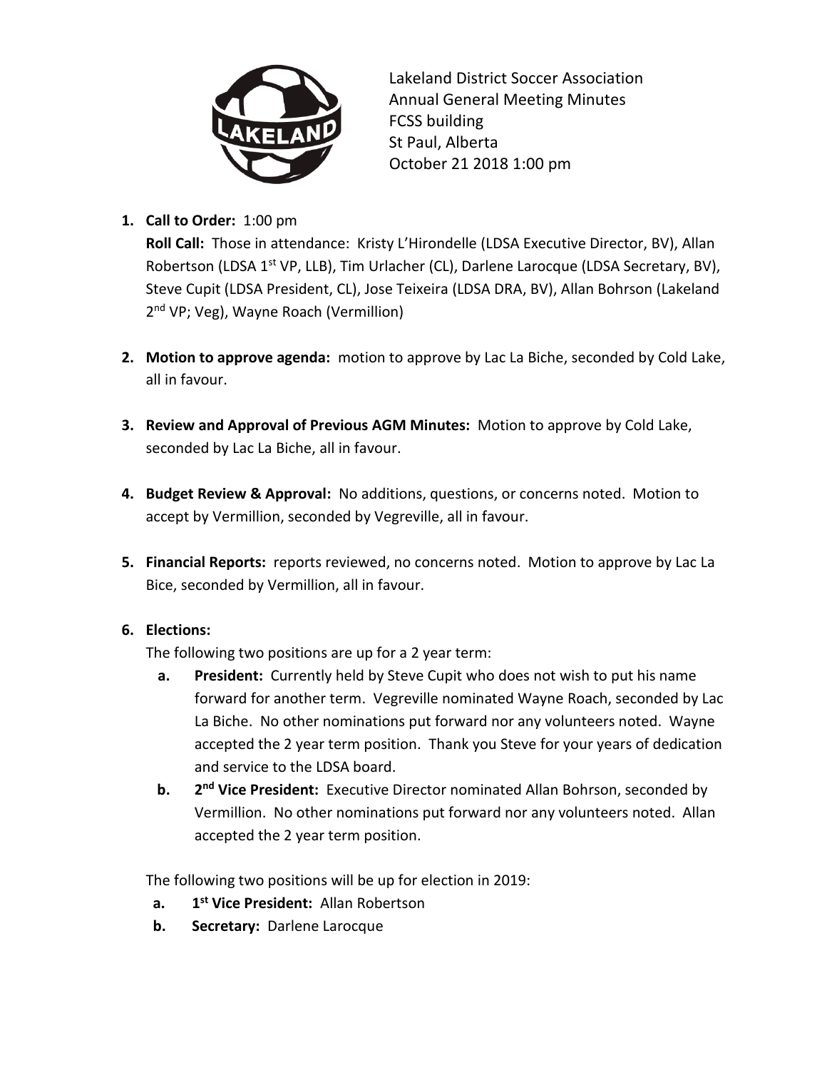Lakeland District Soccer Association
Annual General Meeting Minutes
FCSS building
St Paul, Alberta
October 21 2018 1:00 pm

1. **Call to Order:** 1:00 pm
   **Roll Call:** Those in attendance: Kristy L'Hirondelle (LDSA Executive Director, BV), Allan Robertson (LDSA 1st VP, LLB), Tim Urlacher (CL), Darlene Larocque (LDSA Secretary, BV), Steve Cupit (LDSA President, CL), Jose Teixeira (LDSA DRA, BV), Allan Bohrson (Lakeland 2nd VP; Veg), Wayne Roach (Vermillion)

2. **Motion to approve agenda:** motion to approve by Lac La Biche, seconded by Cold Lake, all in favour.

3. **Review and Approval of Previous AGM Minutes:** Motion to approve by Cold Lake, seconded by Lac La Biche, all in favour.

4. **Budget Review & Approval:** No additions, questions, or concerns noted. Motion to accept by Vermillion, seconded by Vegreville, all in favour.

5. **Financial Reports:** reports reviewed, no concerns noted. Motion to approve by Lac La Bice, seconded by Vermillion, all in favour.

6. **Elections:**
   The following two positions are up for a 2 year term:
   a. **President:** Currently held by Steve Cupit who does not wish to put his name forward for another term. Vegreville nominated Wayne Roach, seconded by Lac La Biche. No other nominations put forward nor any volunteers noted. Wayne accepted the 2 year term position. Thank you Steve for your years of dedication and service to the LDSA board.
   b. **2nd Vice President:** Executive Director nominated Allan Bohrson, seconded by Vermillion. No other nominations put forward nor any volunteers noted. Allan accepted the 2 year term position.

   The following two positions will be up for election in 2019:
   a. **1st Vice President:** Allan Robertson
   b. **Secretary:** Darlene Larocque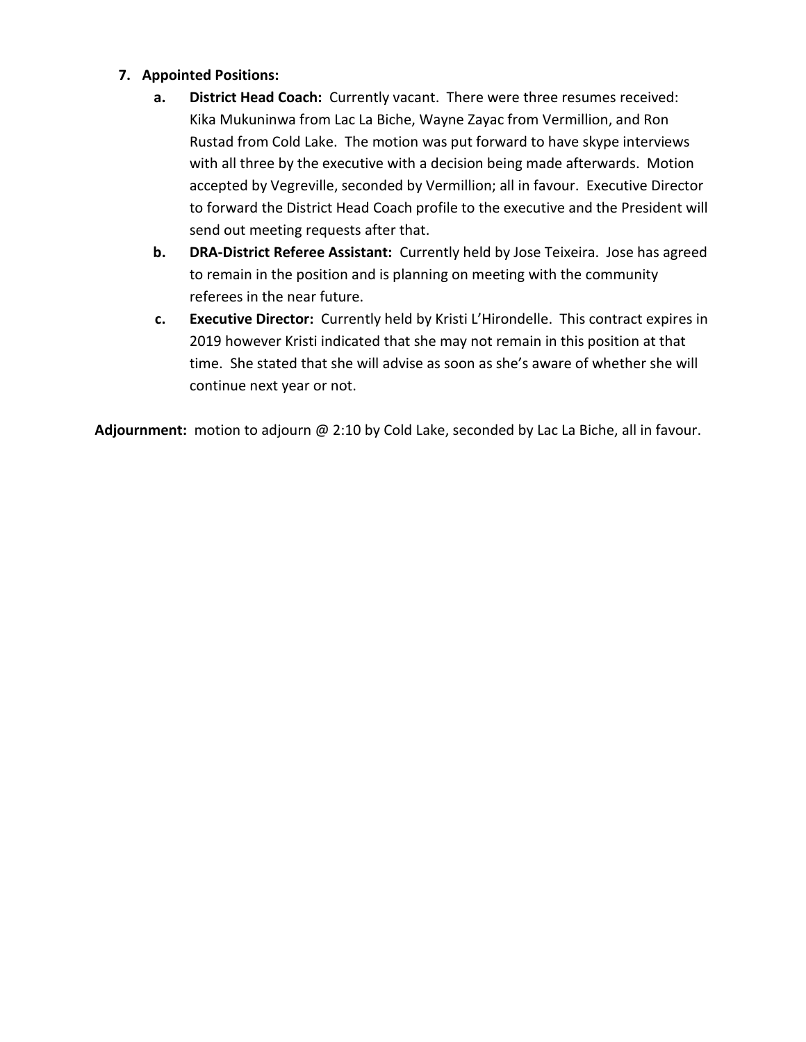7. **Appointed Positions:**
   a. **District Head Coach:** Currently vacant. There were three resumes received: Kika Mukuninwa from Lac La Biche, Wayne Zayac from Vermillion, and Ron Rustad from Cold Lake. The motion was put forward to have skype interviews with all three by the executive with a decision being made afterwards. Motion accepted by Vegreville, seconded by Vermillion; all in favour. Executive Director to forward the District Head Coach profile to the executive and the President will send out meeting requests after that.
   b. **DRA-District Referee Assistant:** Currently held by Jose Teixeira. Jose has agreed to remain in the position and is planning on meeting with the community referees in the near future.
   c. **Executive Director:** Currently held by Kristi L'Hirondelle. This contract expires in 2019 however Kristi indicated that she may not remain in this position at that time. She stated that she will advise as soon as she's aware of whether she will continue next year or not.

**Adjournment:** motion to adjourn @ 2:10 by Cold Lake, seconded by Lac La Biche, all in favour.